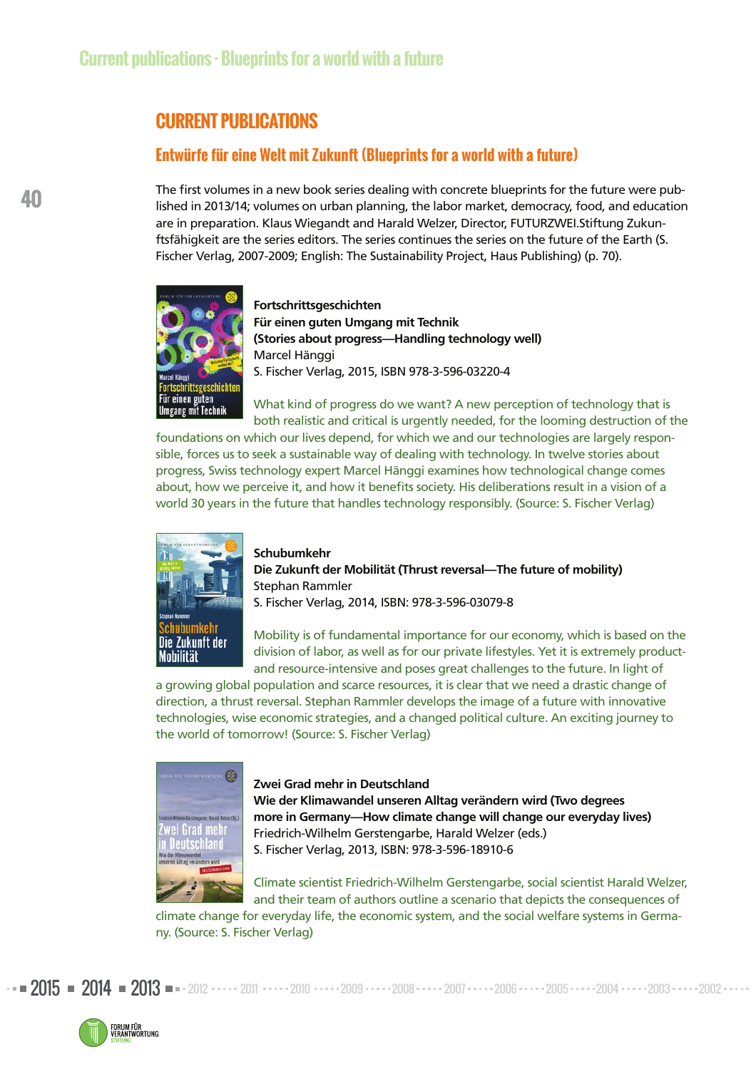## CURRENT PUBLICATIONS

### Entwürfe für eine Welt mit Zukunft (Blueprints for a world with a future)

The first volumes in a new book series dealing with concrete blueprints for the future were published in 2013/14; volumes on urban planning, the labor market, democracy, food, and education are in preparation. Klaus Wiegandt and Harald Welzer, Director, FUTURZWEI.Stiftung Zukunftsfähigkeit are the series editors. The series continues the series on the future of the Earth (S. Fischer Verlag, 2007-2009; English: The Sustainability Project, Haus Publishing) (p. 70).

**Fortschrittsgeschichten**
**Für einen guten Umgang mit Technik**
**(Stories about progress—Handling technology well)**
Marcel Hänggi
S. Fischer Verlag, 2015, ISBN 978-3-596-03220-4

What kind of progress do we want? A new perception of technology that is both realistic and critical is urgently needed, for the looming destruction of the foundations on which our lives depend, for which we and our technologies are largely responsible, forces us to seek a sustainable way of dealing with technology. In twelve stories about progress, Swiss technology expert Marcel Hänggi examines how technological change comes about, how we perceive it, and how it benefits society. His deliberations result in a vision of a world 30 years in the future that handles technology responsibly. (Source: S. Fischer Verlag)

**Schubumkehr**
**Die Zukunft der Mobilität (Thrust reversal—The future of mobility)**
Stephan Rammler
S. Fischer Verlag, 2014, ISBN: 978-3-596-03079-8

Mobility is of fundamental importance for our economy, which is based on the division of labor, as well as for our private lifestyles. Yet it is extremely product- and resource-intensive and poses great challenges to the future. In light of a growing global population and scarce resources, it is clear that we need a drastic change of direction, a thrust reversal. Stephan Rammler develops the image of a future with innovative technologies, wise economic strategies, and a changed political culture. An exciting journey to the world of tomorrow! (Source: S. Fischer Verlag)

**Zwei Grad mehr in Deutschland**
**Wie der Klimawandel unseren Alltag verändern wird (Two degrees more in Germany—How climate change will change our everyday lives)**
Friedrich-Wilhelm Gerstengarbe, Harald Welzer (eds.)
S. Fischer Verlag, 2013, ISBN: 978-3-596-18910-6

Climate scientist Friedrich-Wilhelm Gerstengarbe, social scientist Harald Welzer, and their team of authors outline a scenario that depicts the consequences of climate change for everyday life, the economic system, and the social welfare systems in Germany. (Source: S. Fischer Verlag)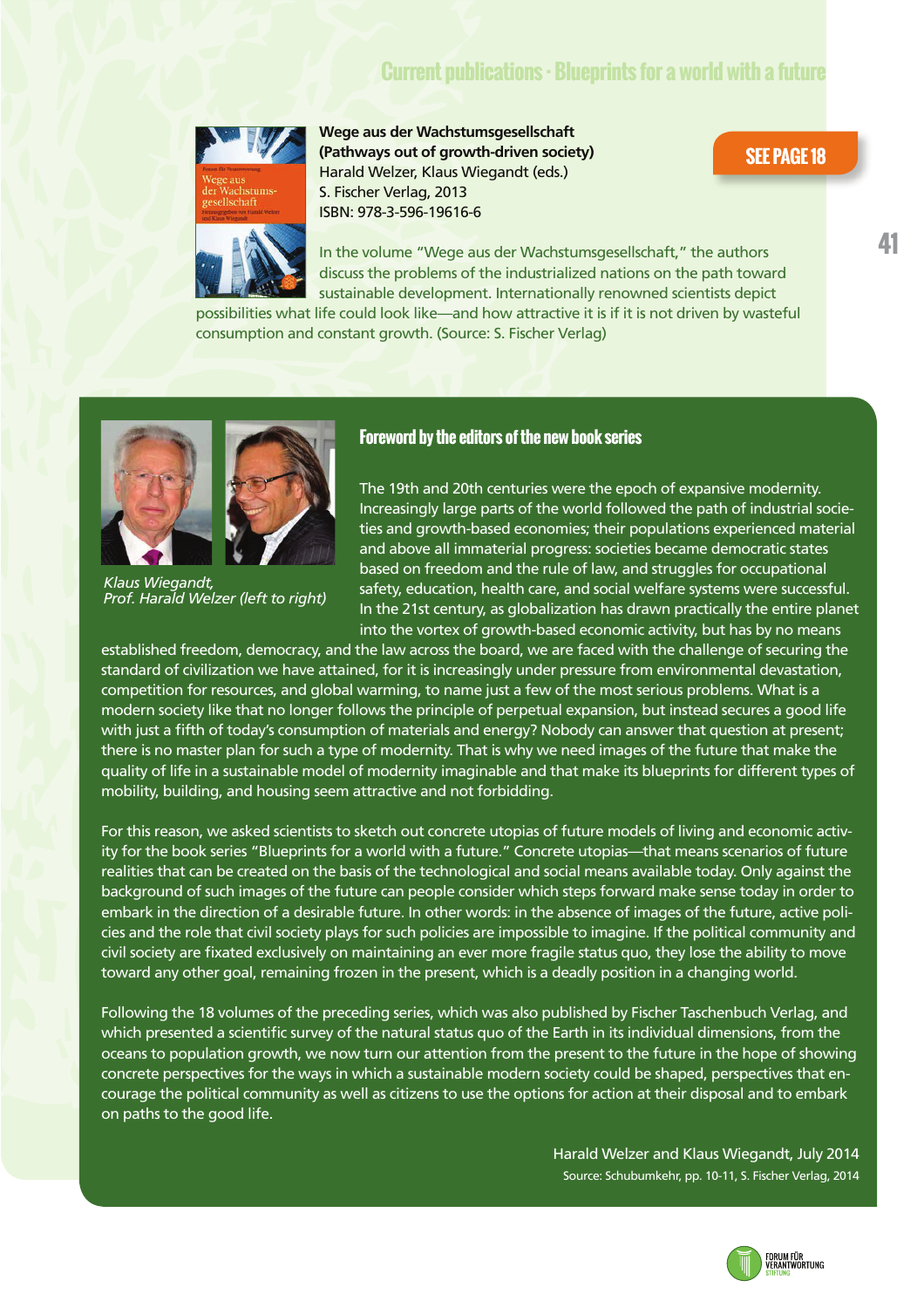## Current publications · Blueprints for a world with a future

**Wege aus der Wachstumsgesellschaft**
**(Pathways out of growth-driven society)**
Harald Welzer, Klaus Wiegandt (eds.)
S. Fischer Verlag, 2013
ISBN: 978-3-596-19616-6

SEE PAGE 18

In the volume "Wege aus der Wachstumsgesellschaft," the authors discuss the problems of the industrialized nations on the path toward sustainable development. Internationally renowned scientists depict possibilities what life could look like—and how attractive it is if it is not driven by wasteful consumption and constant growth. (Source: S. Fischer Verlag)

*Klaus Wiegandt,*
*Prof. Harald Welzer (left to right)*

### Foreword by the editors of the new book series

The 19th and 20th centuries were the epoch of expansive modernity. Increasingly large parts of the world followed the path of industrial societies and growth-based economies; their populations experienced material and above all immaterial progress: societies became democratic states based on freedom and the rule of law, and struggles for occupational safety, education, health care, and social welfare systems were successful. In the 21st century, as globalization has drawn practically the entire planet into the vortex of growth-based economic activity, but has by no means established freedom, democracy, and the law across the board, we are faced with the challenge of securing the standard of civilization we have attained, for it is increasingly under pressure from environmental devastation, competition for resources, and global warming, to name just a few of the most serious problems. What is a modern society like that no longer follows the principle of perpetual expansion, but instead secures a good life with just a fifth of today's consumption of materials and energy? Nobody can answer that question at present; there is no master plan for such a type of modernity. That is why we need images of the future that make the quality of life in a sustainable model of modernity imaginable and that make its blueprints for different types of mobility, building, and housing seem attractive and not forbidding.

For this reason, we asked scientists to sketch out concrete utopias of future models of living and economic activity for the book series "Blueprints for a world with a future." Concrete utopias—that means scenarios of future realities that can be created on the basis of the technological and social means available today. Only against the background of such images of the future can people consider which steps forward make sense today in order to embark in the direction of a desirable future. In other words: in the absence of images of the future, active policies and the role that civil society plays for such policies are impossible to imagine. If the political community and civil society are fixated exclusively on maintaining an ever more fragile status quo, they lose the ability to move toward any other goal, remaining frozen in the present, which is a deadly position in a changing world.

Following the 18 volumes of the preceding series, which was also published by Fischer Taschenbuch Verlag, and which presented a scientific survey of the natural status quo of the Earth in its individual dimensions, from the oceans to population growth, we now turn our attention from the present to the future in the hope of showing concrete perspectives for the ways in which a sustainable modern society could be shaped, perspectives that encourage the political community as well as citizens to use the options for action at their disposal and to embark on paths to the good life.

Harald Welzer and Klaus Wiegandt, July 2014
Source: Schubumkehr, pp. 10-11, S. Fischer Verlag, 2014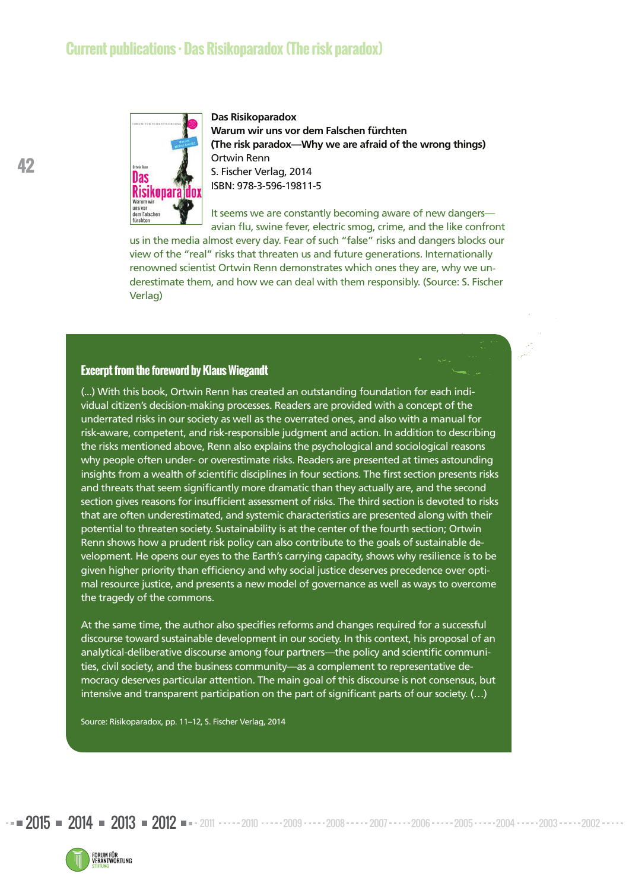## Current publications · Das Risikoparadox (The risk paradox)

**Das Risikoparadox**
**Warum wir uns vor dem Falschen fürchten**
**(The risk paradox—Why we are afraid of the wrong things)**
Ortwin Renn
S. Fischer Verlag, 2014
ISBN: 978-3-596-19811-5

It seems we are constantly becoming aware of new dangers—avian flu, swine fever, electric smog, crime, and the like confront us in the media almost every day. Fear of such "false" risks and dangers blocks our view of the "real" risks that threaten us and future generations. Internationally renowned scientist Ortwin Renn demonstrates which ones they are, why we underestimate them, and how we can deal with them responsibly. (Source: S. Fischer Verlag)

### Excerpt from the foreword by Klaus Wiegandt

(...) With this book, Ortwin Renn has created an outstanding foundation for each individual citizen's decision-making processes. Readers are provided with a concept of the underrated risks in our society as well as the overrated ones, and also with a manual for risk-aware, competent, and risk-responsible judgment and action. In addition to describing the risks mentioned above, Renn also explains the psychological and sociological reasons why people often under- or overestimate risks. Readers are presented at times astounding insights from a wealth of scientific disciplines in four sections. The first section presents risks and threats that seem significantly more dramatic than they actually are, and the second section gives reasons for insufficient assessment of risks. The third section is devoted to risks that are often underestimated, and systemic characteristics are presented along with their potential to threaten society. Sustainability is at the center of the fourth section; Ortwin Renn shows how a prudent risk policy can also contribute to the goals of sustainable development. He opens our eyes to the Earth's carrying capacity, shows why resilience is to be given higher priority than efficiency and why social justice deserves precedence over optimal resource justice, and presents a new model of governance as well as ways to overcome the tragedy of the commons.

At the same time, the author also specifies reforms and changes required for a successful discourse toward sustainable development in our society. In this context, his proposal of an analytical-deliberative discourse among four partners—the policy and scientific communities, civil society, and the business community—as a complement to representative democracy deserves particular attention. The main goal of this discourse is not consensus, but intensive and transparent participation on the part of significant parts of our society. (...)

Source: Risikoparadox, pp. 11–12, S. Fischer Verlag, 2014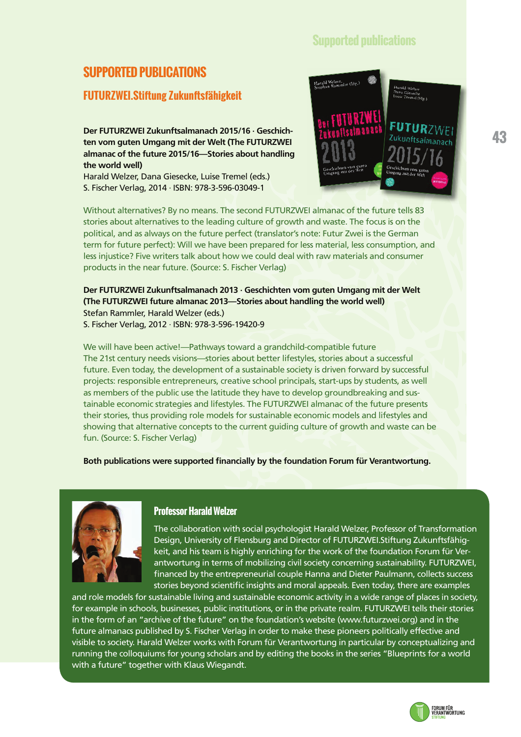# SUPPORTED PUBLICATIONS

## FUTURZWEI.Stiftung Zukunftsfähigkeit

**Der FUTURZWEI Zukunftsalmanach 2015/16 · Geschichten vom guten Umgang mit der Welt (The FUTURZWEI almanac of the future 2015/16—Stories about handling the world well)**
Harald Welzer, Dana Giesecke, Luise Tremel (eds.)
S. Fischer Verlag, 2014 · ISBN: 978-3-596-03049-1

Without alternatives? By no means. The second FUTURZWEI almanac of the future tells 83 stories about alternatives to the leading culture of growth and waste. The focus is on the political, and as always on the future perfect (translator's note: Futur Zwei is the German term for future perfect): Will we have been prepared for less material, less consumption, and less injustice? Five writers talk about how we could deal with raw materials and consumer products in the near future. (Source: S. Fischer Verlag)

**Der FUTURZWEI Zukunftsalmanach 2013 · Geschichten vom guten Umgang mit der Welt (The FUTURZWEI future almanac 2013—Stories about handling the world well)**
Stefan Rammler, Harald Welzer (eds.)
S. Fischer Verlag, 2012 · ISBN: 978-3-596-19420-9

We will have been active!—Pathways toward a grandchild-compatible future
The 21st century needs visions—stories about better lifestyles, stories about a successful future. Even today, the development of a sustainable society is driven forward by successful projects: responsible entrepreneurs, creative school principals, start-ups by students, as well as members of the public use the latitude they have to develop groundbreaking and sustainable economic strategies and lifestyles. The FUTURZWEI almanac of the future presents their stories, thus providing role models for sustainable economic models and lifestyles and showing that alternative concepts to the current guiding culture of growth and waste can be fun. (Source: S. Fischer Verlag)

**Both publications were supported financially by the foundation Forum für Verantwortung.**

### Professor Harald Welzer

The collaboration with social psychologist Harald Welzer, Professor of Transformation Design, University of Flensburg and Director of FUTURZWEI.Stiftung Zukunftsfähigkeit, and his team is highly enriching for the work of the foundation Forum für Verantwortung in terms of mobilizing civil society concerning sustainability. FUTURZWEI, financed by the entrepreneurial couple Hanna and Dieter Paulmann, collects success stories beyond scientific insights and moral appeals. Even today, there are examples and role models for sustainable living and sustainable economic activity in a wide range of places in society, for example in schools, businesses, public institutions, or in the private realm. FUTURZWEI tells their stories in the form of an "archive of the future" on the foundation's website (www.futurzwei.org) and in the future almanacs published by S. Fischer Verlag in order to make these pioneers politically effective and visible to society. Harald Welzer works with Forum für Verantwortung in particular by conceptualizing and running the colloquiums for young scholars and by editing the books in the series "Blueprints for a world with a future" together with Klaus Wiegandt.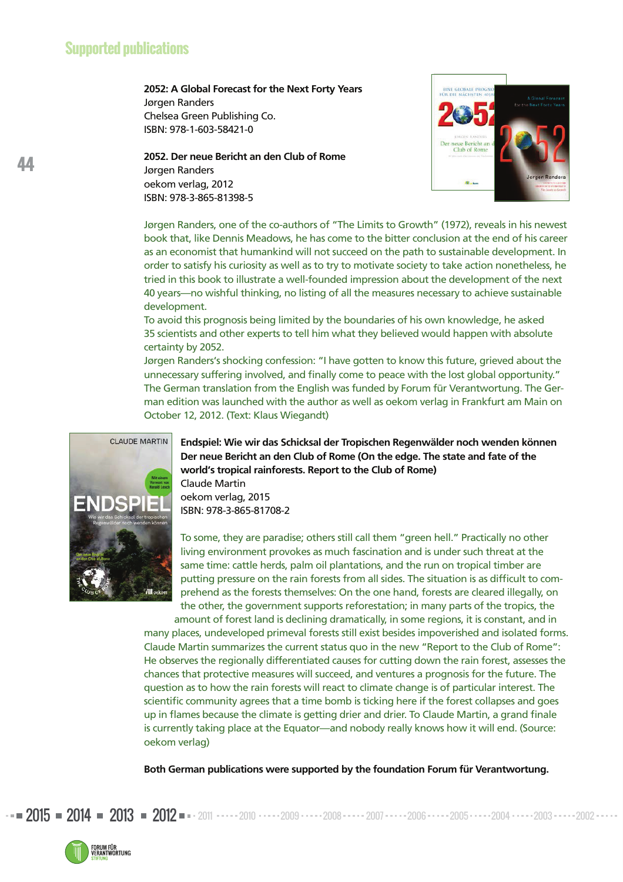## Supported publications

**2052: A Global Forecast for the Next Forty Years**
Jørgen Randers
Chelsea Green Publishing Co.
ISBN: 978-1-603-58421-0

**2052. Der neue Bericht an den Club of Rome**
Jørgen Randers
oekom verlag, 2012
ISBN: 978-3-865-81398-5

Jørgen Randers, one of the co-authors of "The Limits to Growth" (1972), reveals in his newest book that, like Dennis Meadows, he has come to the bitter conclusion at the end of his career as an economist that humankind will not succeed on the path to sustainable development. In order to satisfy his curiosity as well as to try to motivate society to take action nonetheless, he tried in this book to illustrate a well-founded impression about the development of the next 40 years—no wishful thinking, no listing of all the measures necessary to achieve sustainable development.
To avoid this prognosis being limited by the boundaries of his own knowledge, he asked 35 scientists and other experts to tell him what they believed would happen with absolute certainty by 2052.
Jørgen Randers's shocking confession: "I have gotten to know this future, grieved about the unnecessary suffering involved, and finally come to peace with the lost global opportunity." The German translation from the English was funded by Forum für Verantwortung. The German edition was launched with the author as well as oekom verlag in Frankfurt am Main on October 12, 2012. (Text: Klaus Wiegandt)

**Endspiel: Wie wir das Schicksal der Tropischen Regenwälder noch wenden können Der neue Bericht an den Club of Rome (On the edge. The state and fate of the world's tropical rainforests. Report to the Club of Rome)**
Claude Martin
oekom verlag, 2015
ISBN: 978-3-865-81708-2

To some, they are paradise; others still call them "green hell." Practically no other living environment provokes as much fascination and is under such threat at the same time: cattle herds, palm oil plantations, and the run on tropical timber are putting pressure on the rain forests from all sides. The situation is as difficult to comprehend as the forests themselves: On the one hand, forests are cleared illegally, on the other, the government supports reforestation; in many parts of the tropics, the amount of forest land is declining dramatically, in some regions, it is constant, and in many places, undeveloped primeval forests still exist besides impoverished and isolated forms. Claude Martin summarizes the current status quo in the new "Report to the Club of Rome": He observes the regionally differentiated causes for cutting down the rain forest, assesses the chances that protective measures will succeed, and ventures a prognosis for the future. The question as to how the rain forests will react to climate change is of particular interest. The scientific community agrees that a time bomb is ticking here if the forest collapses and goes up in flames because the climate is getting drier and drier. To Claude Martin, a grand finale is currently taking place at the Equator—and nobody really knows how it will end. (Source: oekom verlag)

**Both German publications were supported by the foundation Forum für Verantwortung.**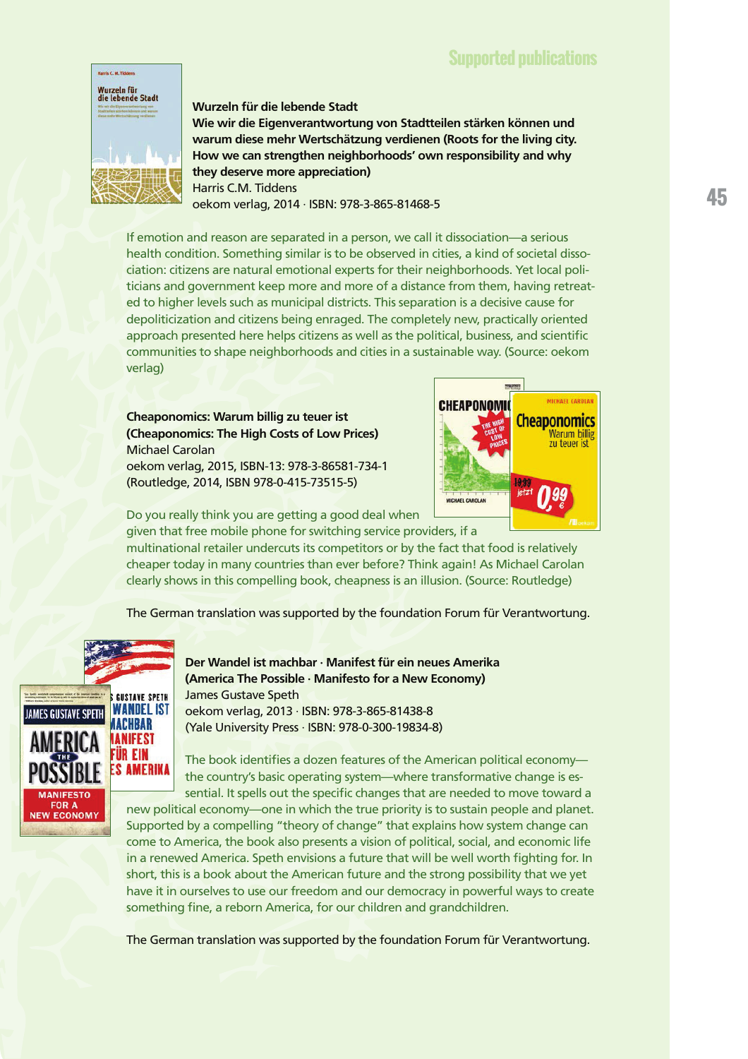## Supported publications

**Wurzeln für die lebende Stadt**
**Wie wir die Eigenverantwortung von Stadtteilen stärken können und warum diese mehr Wertschätzung verdienen (Roots for the living city. How we can strengthen neighborhoods' own responsibility and why they deserve more appreciation)**
Harris C.M. Tiddens
oekom verlag, 2014 · ISBN: 978-3-865-81468-5

If emotion and reason are separated in a person, we call it dissociation—a serious health condition. Something similar is to be observed in cities, a kind of societal dissociation: citizens are natural emotional experts for their neighborhoods. Yet local politicians and government keep more and more of a distance from them, having retreated to higher levels such as municipal districts. This separation is a decisive cause for depoliticization and citizens being enraged. The completely new, practically oriented approach presented here helps citizens as well as the political, business, and scientific communities to shape neighborhoods and cities in a sustainable way. (Source: oekom verlag)

**Cheaponomics: Warum billig zu teuer ist**
**(Cheaponomics: The High Costs of Low Prices)**
Michael Carolan
oekom verlag, 2015, ISBN-13: 978-3-86581-734-1
(Routledge, 2014, ISBN 978-0-415-73515-5)

Do you really think you are getting a good deal when given that free mobile phone for switching service providers, if a multinational retailer undercuts its competitors or by the fact that food is relatively cheaper today in many countries than ever before? Think again! As Michael Carolan clearly shows in this compelling book, cheapness is an illusion. (Source: Routledge)

The German translation was supported by the foundation Forum für Verantwortung.

**Der Wandel ist machbar · Manifest für ein neues Amerika**
**(America The Possible · Manifesto for a New Economy)**
James Gustave Speth
oekom verlag, 2013 · ISBN: 978-3-865-81438-8
(Yale University Press · ISBN: 978-0-300-19834-8)

The book identifies a dozen features of the American political economy—the country's basic operating system—where transformative change is essential. It spells out the specific changes that are needed to move toward a new political economy—one in which the true priority is to sustain people and planet. Supported by a compelling "theory of change" that explains how system change can come to America, the book also presents a vision of political, social, and economic life in a renewed America. Speth envisions a future that will be well worth fighting for. In short, this is a book about the American future and the strong possibility that we yet have it in ourselves to use our freedom and our democracy in powerful ways to create something fine, a reborn America, for our children and grandchildren.

The German translation was supported by the foundation Forum für Verantwortung.